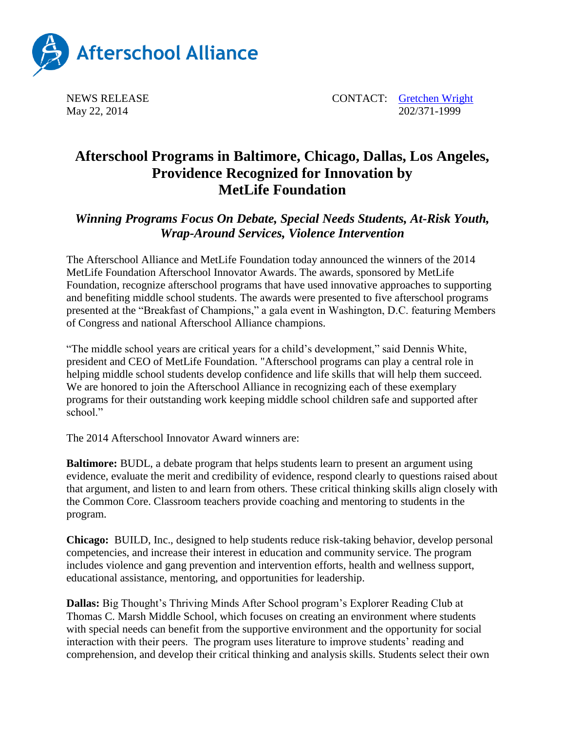Afterschool Alliance

NEWS RELEASE
May 22, 2014

CONTACT: Gretchen Wright
202/371-1999

# Afterschool Programs in Baltimore, Chicago, Dallas, Los Angeles, Providence Recognized for Innovation by MetLife Foundation

## *Winning Programs Focus On Debate, Special Needs Students, At-Risk Youth, Wrap-Around Services, Violence Intervention*

The Afterschool Alliance and MetLife Foundation today announced the winners of the 2014 MetLife Foundation Afterschool Innovator Awards. The awards, sponsored by MetLife Foundation, recognize afterschool programs that have used innovative approaches to supporting and benefiting middle school students. The awards were presented to five afterschool programs presented at the "Breakfast of Champions," a gala event in Washington, D.C. featuring Members of Congress and national Afterschool Alliance champions.

"The middle school years are critical years for a child's development," said Dennis White, president and CEO of MetLife Foundation. "Afterschool programs can play a central role in helping middle school students develop confidence and life skills that will help them succeed. We are honored to join the Afterschool Alliance in recognizing each of these exemplary programs for their outstanding work keeping middle school children safe and supported after school."

The 2014 Afterschool Innovator Award winners are:

**Baltimore:** BUDL, a debate program that helps students learn to present an argument using evidence, evaluate the merit and credibility of evidence, respond clearly to questions raised about that argument, and listen to and learn from others. These critical thinking skills align closely with the Common Core. Classroom teachers provide coaching and mentoring to students in the program.

**Chicago:** BUILD, Inc., designed to help students reduce risk-taking behavior, develop personal competencies, and increase their interest in education and community service. The program includes violence and gang prevention and intervention efforts, health and wellness support, educational assistance, mentoring, and opportunities for leadership.

**Dallas:** Big Thought's Thriving Minds After School program's Explorer Reading Club at Thomas C. Marsh Middle School, which focuses on creating an environment where students with special needs can benefit from the supportive environment and the opportunity for social interaction with their peers. The program uses literature to improve students' reading and comprehension, and develop their critical thinking and analysis skills. Students select their own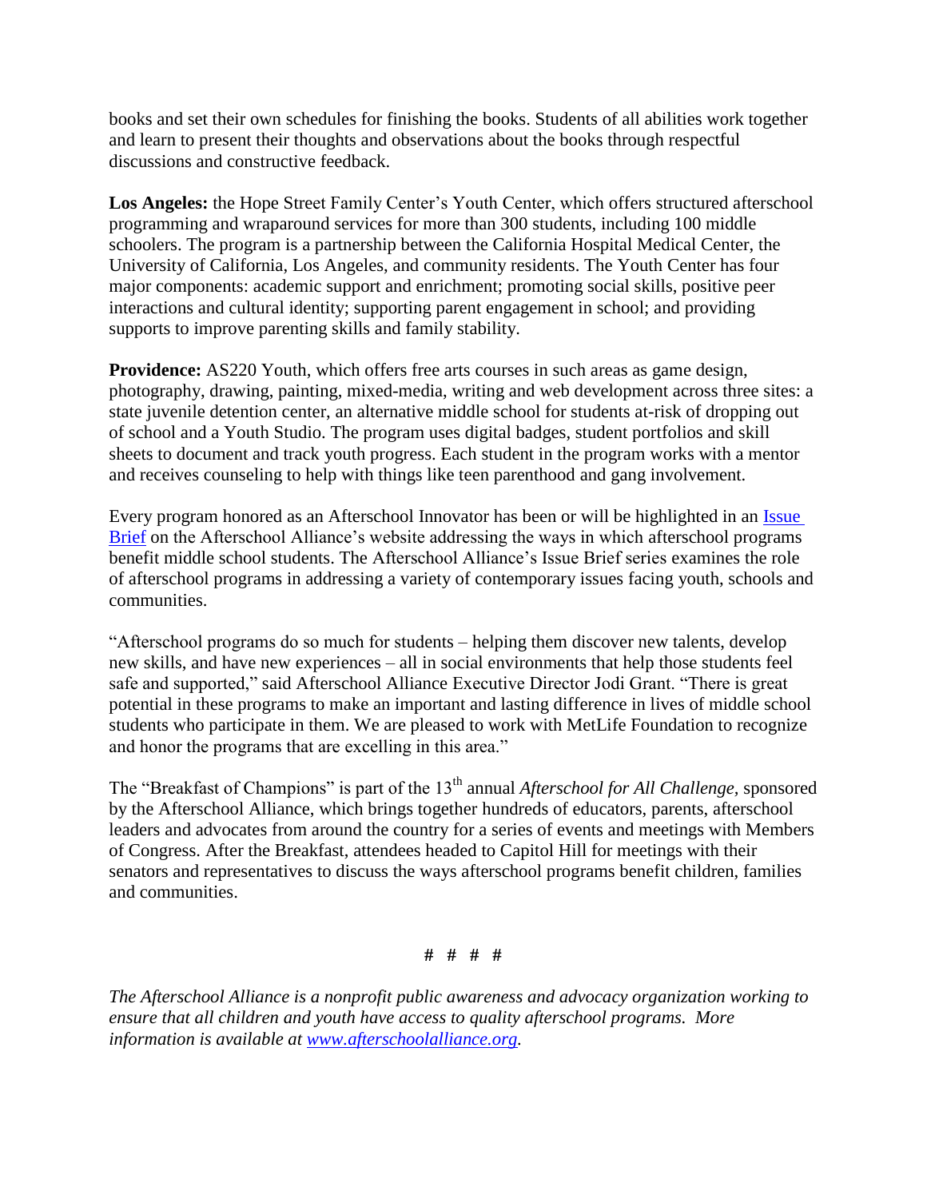books and set their own schedules for finishing the books. Students of all abilities work together and learn to present their thoughts and observations about the books through respectful discussions and constructive feedback.

**Los Angeles:** the Hope Street Family Center's Youth Center, which offers structured afterschool programming and wraparound services for more than 300 students, including 100 middle schoolers. The program is a partnership between the California Hospital Medical Center, the University of California, Los Angeles, and community residents. The Youth Center has four major components: academic support and enrichment; promoting social skills, positive peer interactions and cultural identity; supporting parent engagement in school; and providing supports to improve parenting skills and family stability.

**Providence:** AS220 Youth, which offers free arts courses in such areas as game design, photography, drawing, painting, mixed-media, writing and web development across three sites: a state juvenile detention center, an alternative middle school for students at-risk of dropping out of school and a Youth Studio. The program uses digital badges, student portfolios and skill sheets to document and track youth progress. Each student in the program works with a mentor and receives counseling to help with things like teen parenthood and gang involvement.

Every program honored as an Afterschool Innovator has been or will be highlighted in an [Issue Brief]() on the Afterschool Alliance's website addressing the ways in which afterschool programs benefit middle school students. The Afterschool Alliance's Issue Brief series examines the role of afterschool programs in addressing a variety of contemporary issues facing youth, schools and communities.

"Afterschool programs do so much for students – helping them discover new talents, develop new skills, and have new experiences – all in social environments that help those students feel safe and supported," said Afterschool Alliance Executive Director Jodi Grant. "There is great potential in these programs to make an important and lasting difference in lives of middle school students who participate in them. We are pleased to work with MetLife Foundation to recognize and honor the programs that are excelling in this area."

The "Breakfast of Champions" is part of the 13th annual *Afterschool for All Challenge,* sponsored by the Afterschool Alliance, which brings together hundreds of educators, parents, afterschool leaders and advocates from around the country for a series of events and meetings with Members of Congress. After the Breakfast, attendees headed to Capitol Hill for meetings with their senators and representatives to discuss the ways afterschool programs benefit children, families and communities.

# # # #

*The Afterschool Alliance is a nonprofit public awareness and advocacy organization working to ensure that all children and youth have access to quality afterschool programs. More information is available at [www.afterschoolalliance.org](www.afterschoolalliance.org).*